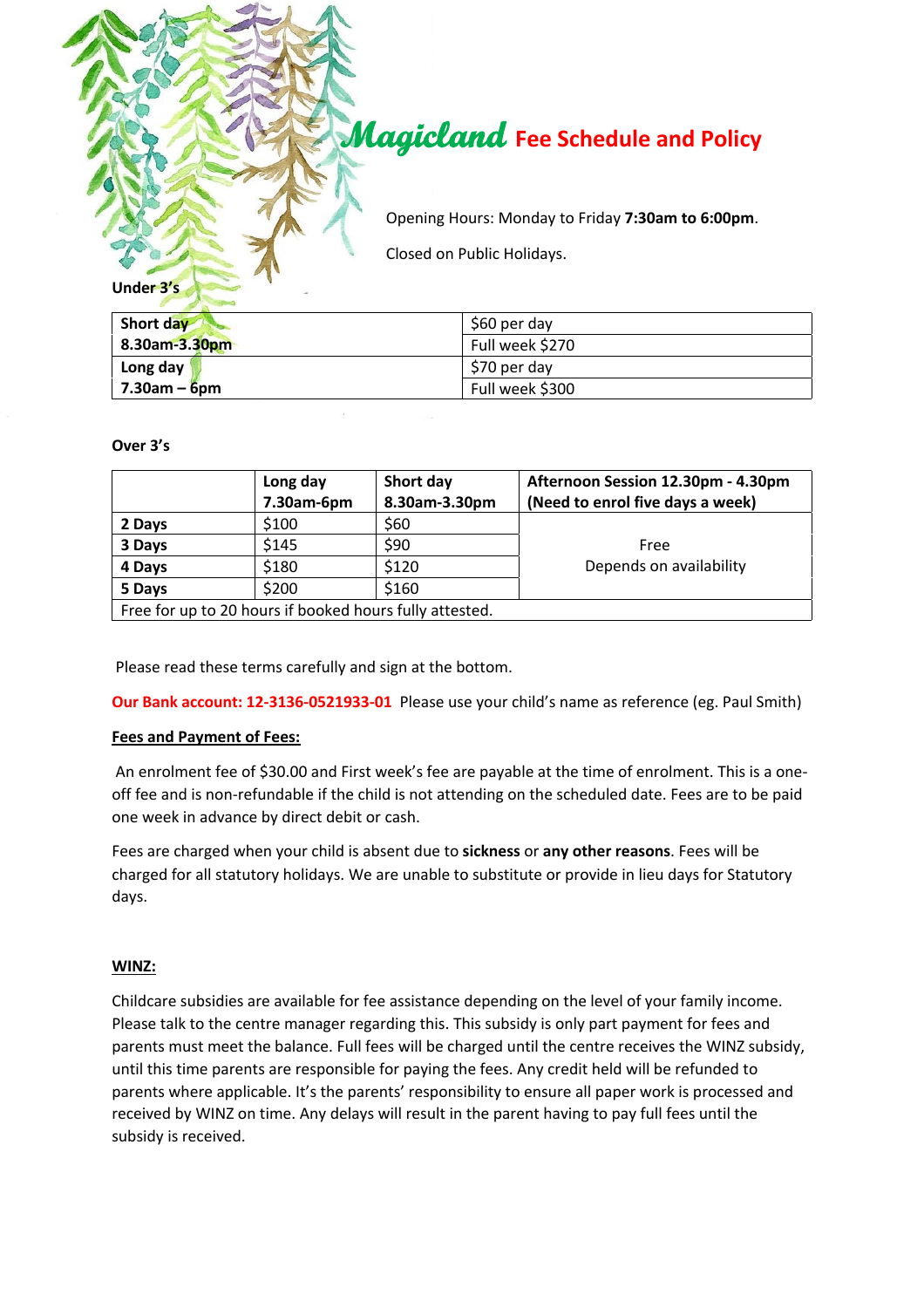# Magicland Fee Schedule and Policy

Opening Hours: Monday to Friday **7:30am to 6:00pm**.

Closed on Public Holidays.

**Under 3's**

| | |
|---|---|
| **Short day** | $60 per day |
| **8.30am-3.30pm** | Full week $270 |
| **Long day** | $70 per day |
| **7.30am – 6pm** | Full week $300 |

**Over 3's**

| | **Long day 7.30am-6pm** | **Short day 8.30am-3.30pm** | **Afternoon Session 12.30pm - 4.30pm (Need to enrol five days a week)** |
|---|---|---|---|
| **2 Days** | $100 | $60 | Free Depends on availability |
| **3 Days** | $145 | $90 | |
| **4 Days** | $180 | $120 | |
| **5 Days** | $200 | $160 | |
| Free for up to 20 hours if booked hours fully attested. | | | |

Please read these terms carefully and sign at the bottom.

**Our Bank account: 12-3136-0521933-01** Please use your child's name as reference (eg. Paul Smith)

**Fees and Payment of Fees:**

An enrolment fee of $30.00 and First week's fee are payable at the time of enrolment. This is a one-off fee and is non-refundable if the child is not attending on the scheduled date. Fees are to be paid one week in advance by direct debit or cash.

Fees are charged when your child is absent due to **sickness** or **any other reasons**. Fees will be charged for all statutory holidays. We are unable to substitute or provide in lieu days for Statutory days.

**WINZ:**

Childcare subsidies are available for fee assistance depending on the level of your family income. Please talk to the centre manager regarding this. This subsidy is only part payment for fees and parents must meet the balance. Full fees will be charged until the centre receives the WINZ subsidy, until this time parents are responsible for paying the fees. Any credit held will be refunded to parents where applicable. It's the parents' responsibility to ensure all paper work is processed and received by WINZ on time. Any delays will result in the parent having to pay full fees until the subsidy is received.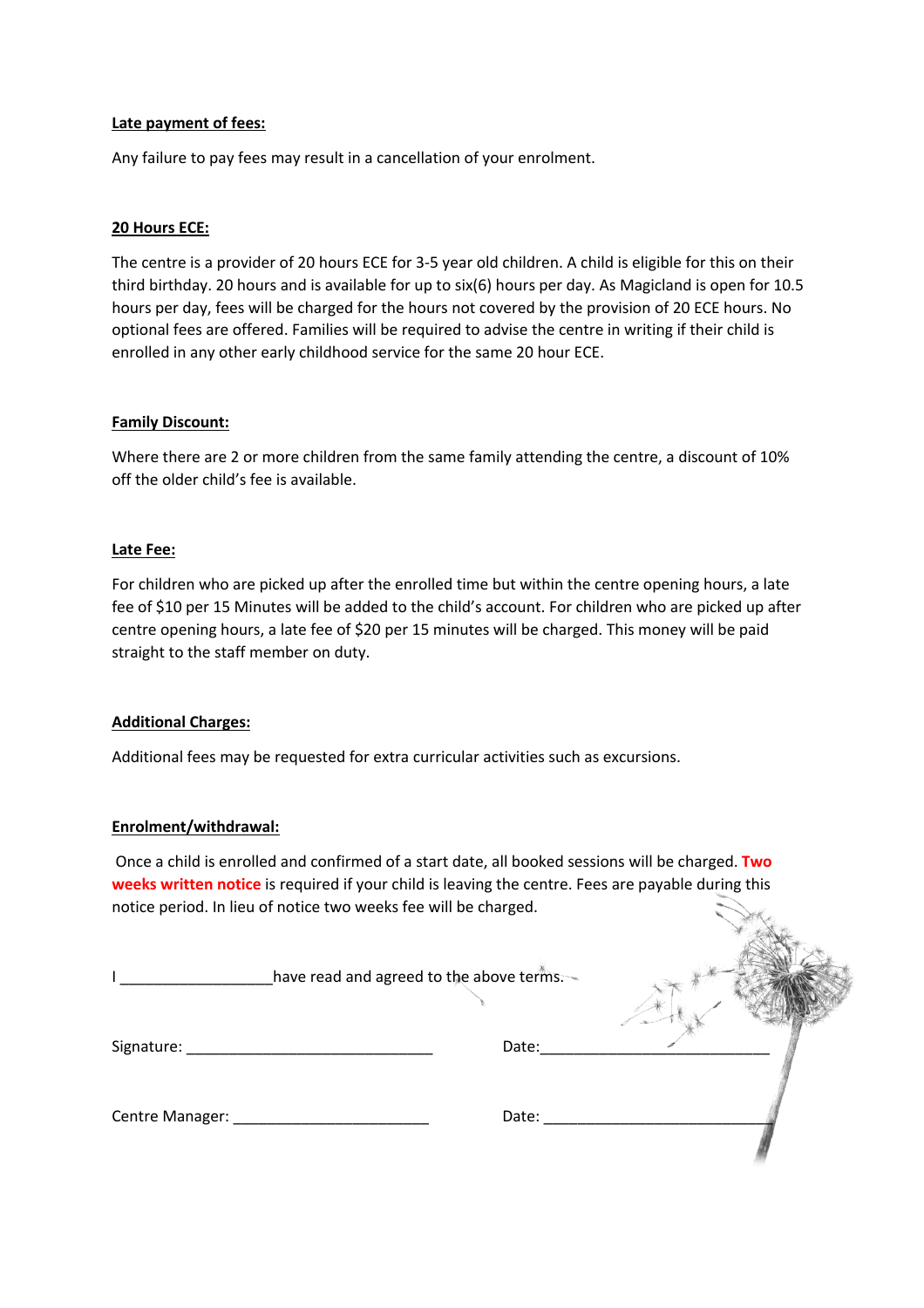**Late payment of fees:**

Any failure to pay fees may result in a cancellation of your enrolment.

**20 Hours ECE:**

The centre is a provider of 20 hours ECE for 3-5 year old children. A child is eligible for this on their third birthday. 20 hours and is available for up to six(6) hours per day. As Magicland is open for 10.5 hours per day, fees will be charged for the hours not covered by the provision of 20 ECE hours. No optional fees are offered. Families will be required to advise the centre in writing if their child is enrolled in any other early childhood service for the same 20 hour ECE.

**Family Discount:**

Where there are 2 or more children from the same family attending the centre, a discount of 10% off the older child's fee is available.

**Late Fee:**

For children who are picked up after the enrolled time but within the centre opening hours, a late fee of $10 per 15 Minutes will be added to the child's account. For children who are picked up after centre opening hours, a late fee of $20 per 15 minutes will be charged. This money will be paid straight to the staff member on duty.

**Additional Charges:**

Additional fees may be requested for extra curricular activities such as excursions.

**Enrolment/withdrawal:**

Once a child is enrolled and confirmed of a start date, all booked sessions will be charged. **Two weeks written notice** is required if your child is leaving the centre. Fees are payable during this notice period. In lieu of notice two weeks fee will be charged.

I __________________have read and agreed to the above terms.

Signature: ______________________________ Date:____________________________

Centre Manager: ________________________ Date: ____________________________